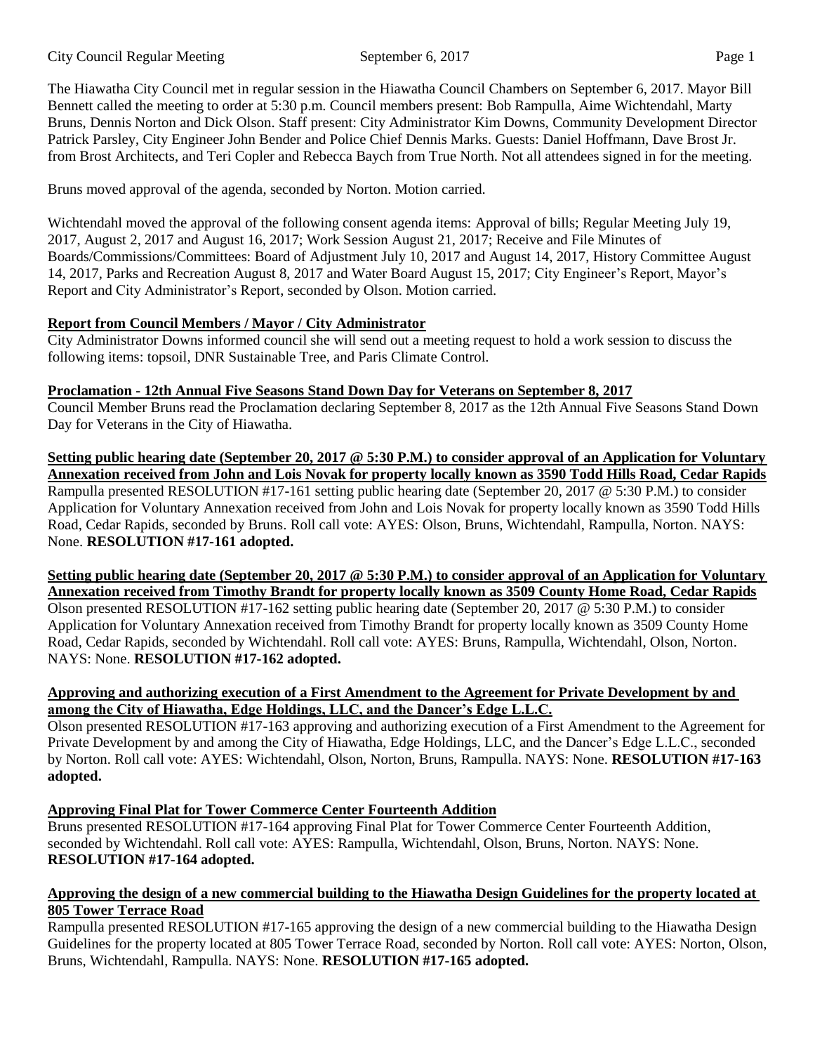The Hiawatha City Council met in regular session in the Hiawatha Council Chambers on September 6, 2017. Mayor Bill Bennett called the meeting to order at 5:30 p.m. Council members present: Bob Rampulla, Aime Wichtendahl, Marty Bruns, Dennis Norton and Dick Olson. Staff present: City Administrator Kim Downs, Community Development Director Patrick Parsley, City Engineer John Bender and Police Chief Dennis Marks. Guests: Daniel Hoffmann, Dave Brost Jr. from Brost Architects, and Teri Copler and Rebecca Baych from True North. Not all attendees signed in for the meeting.

Bruns moved approval of the agenda, seconded by Norton. Motion carried.

Wichtendahl moved the approval of the following consent agenda items: Approval of bills; Regular Meeting July 19, 2017, August 2, 2017 and August 16, 2017; Work Session August 21, 2017; Receive and File Minutes of Boards/Commissions/Committees: Board of Adjustment July 10, 2017 and August 14, 2017, History Committee August 14, 2017, Parks and Recreation August 8, 2017 and Water Board August 15, 2017; City Engineer's Report, Mayor's Report and City Administrator's Report, seconded by Olson. Motion carried.

**Report from Council Members / Mayor / City Administrator**

City Administrator Downs informed council she will send out a meeting request to hold a work session to discuss the following items: topsoil, DNR Sustainable Tree, and Paris Climate Control.

**Proclamation - 12th Annual Five Seasons Stand Down Day for Veterans on September 8, 2017**

Council Member Bruns read the Proclamation declaring September 8, 2017 as the 12th Annual Five Seasons Stand Down Day for Veterans in the City of Hiawatha.

**Setting public hearing date (September 20, 2017 @ 5:30 P.M.) to consider approval of an Application for Voluntary Annexation received from John and Lois Novak for property locally known as 3590 Todd Hills Road, Cedar Rapids**

Rampulla presented RESOLUTION #17-161 setting public hearing date (September 20, 2017 @ 5:30 P.M.) to consider Application for Voluntary Annexation received from John and Lois Novak for property locally known as 3590 Todd Hills Road, Cedar Rapids, seconded by Bruns. Roll call vote: AYES: Olson, Bruns, Wichtendahl, Rampulla, Norton. NAYS: None. **RESOLUTION #17-161 adopted.**

**Setting public hearing date (September 20, 2017 @ 5:30 P.M.) to consider approval of an Application for Voluntary Annexation received from Timothy Brandt for property locally known as 3509 County Home Road, Cedar Rapids**

Olson presented RESOLUTION #17-162 setting public hearing date (September 20, 2017 @ 5:30 P.M.) to consider Application for Voluntary Annexation received from Timothy Brandt for property locally known as 3509 County Home Road, Cedar Rapids, seconded by Wichtendahl. Roll call vote: AYES: Bruns, Rampulla, Wichtendahl, Olson, Norton. NAYS: None. **RESOLUTION #17-162 adopted.**

**Approving and authorizing execution of a First Amendment to the Agreement for Private Development by and among the City of Hiawatha, Edge Holdings, LLC, and the Dancer's Edge L.L.C.**

Olson presented RESOLUTION #17-163 approving and authorizing execution of a First Amendment to the Agreement for Private Development by and among the City of Hiawatha, Edge Holdings, LLC, and the Dancer's Edge L.L.C., seconded by Norton. Roll call vote: AYES: Wichtendahl, Olson, Norton, Bruns, Rampulla. NAYS: None. **RESOLUTION #17-163 adopted.**

**Approving Final Plat for Tower Commerce Center Fourteenth Addition**

Bruns presented RESOLUTION #17-164 approving Final Plat for Tower Commerce Center Fourteenth Addition, seconded by Wichtendahl. Roll call vote: AYES: Rampulla, Wichtendahl, Olson, Bruns, Norton. NAYS: None. **RESOLUTION #17-164 adopted.**

**Approving the design of a new commercial building to the Hiawatha Design Guidelines for the property located at 805 Tower Terrace Road**

Rampulla presented RESOLUTION #17-165 approving the design of a new commercial building to the Hiawatha Design Guidelines for the property located at 805 Tower Terrace Road, seconded by Norton. Roll call vote: AYES: Norton, Olson, Bruns, Wichtendahl, Rampulla. NAYS: None. **RESOLUTION #17-165 adopted.**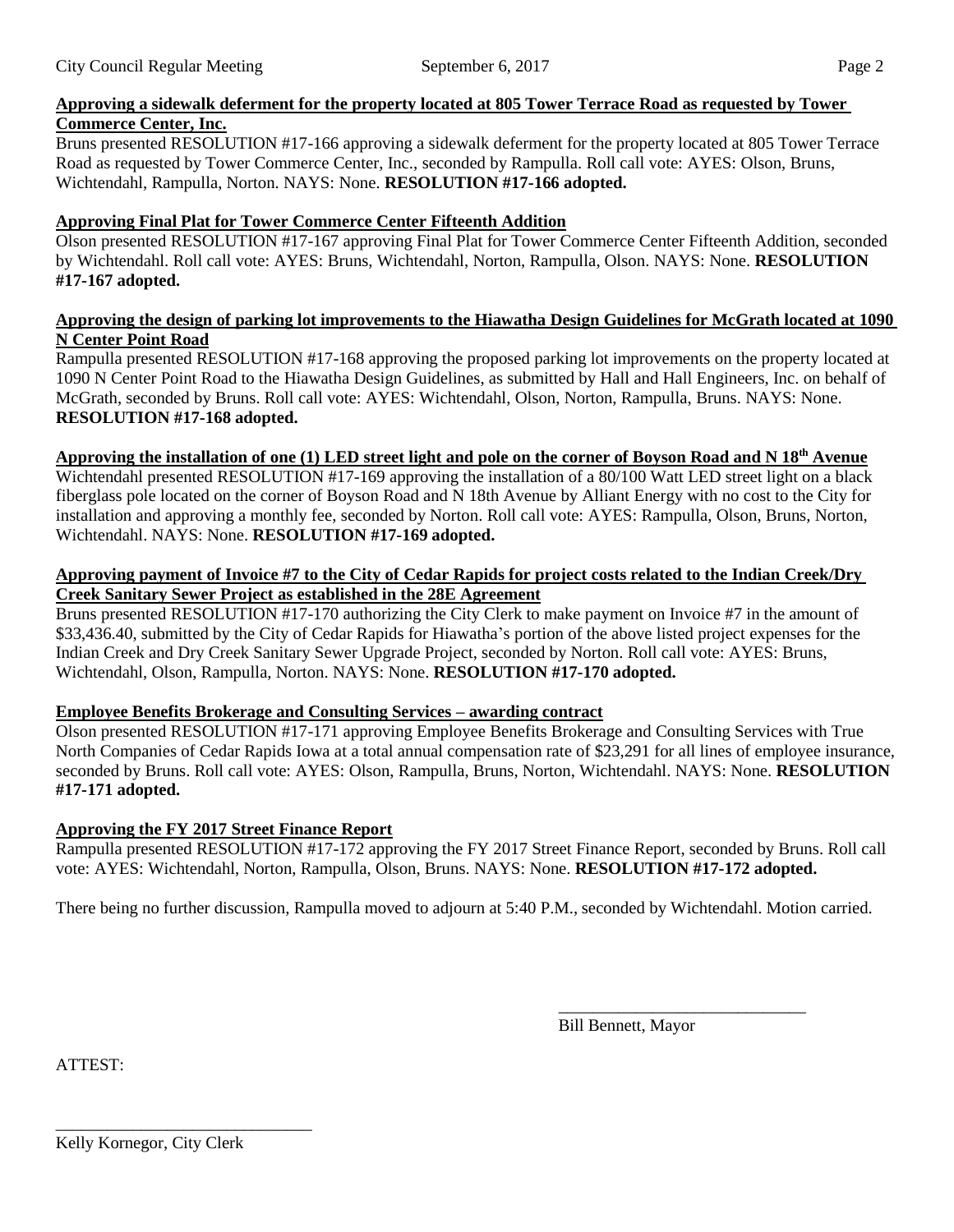**Approving a sidewalk deferment for the property located at 805 Tower Terrace Road as requested by Tower Commerce Center, Inc.**

Bruns presented RESOLUTION #17-166 approving a sidewalk deferment for the property located at 805 Tower Terrace Road as requested by Tower Commerce Center, Inc., seconded by Rampulla. Roll call vote: AYES: Olson, Bruns, Wichtendahl, Rampulla, Norton. NAYS: None. **RESOLUTION #17-166 adopted.**

**Approving Final Plat for Tower Commerce Center Fifteenth Addition**

Olson presented RESOLUTION #17-167 approving Final Plat for Tower Commerce Center Fifteenth Addition, seconded by Wichtendahl. Roll call vote: AYES: Bruns, Wichtendahl, Norton, Rampulla, Olson. NAYS: None. **RESOLUTION #17-167 adopted.**

**Approving the design of parking lot improvements to the Hiawatha Design Guidelines for McGrath located at 1090 N Center Point Road**

Rampulla presented RESOLUTION #17-168 approving the proposed parking lot improvements on the property located at 1090 N Center Point Road to the Hiawatha Design Guidelines, as submitted by Hall and Hall Engineers, Inc. on behalf of McGrath, seconded by Bruns. Roll call vote: AYES: Wichtendahl, Olson, Norton, Rampulla, Bruns. NAYS: None. **RESOLUTION #17-168 adopted.**

**Approving the installation of one (1) LED street light and pole on the corner of Boyson Road and N 18th Avenue**

Wichtendahl presented RESOLUTION #17-169 approving the installation of a 80/100 Watt LED street light on a black fiberglass pole located on the corner of Boyson Road and N 18th Avenue by Alliant Energy with no cost to the City for installation and approving a monthly fee, seconded by Norton. Roll call vote: AYES: Rampulla, Olson, Bruns, Norton, Wichtendahl. NAYS: None. **RESOLUTION #17-169 adopted.**

**Approving payment of Invoice #7 to the City of Cedar Rapids for project costs related to the Indian Creek/Dry Creek Sanitary Sewer Project as established in the 28E Agreement**

Bruns presented RESOLUTION #17-170 authorizing the City Clerk to make payment on Invoice #7 in the amount of $33,436.40, submitted by the City of Cedar Rapids for Hiawatha's portion of the above listed project expenses for the Indian Creek and Dry Creek Sanitary Sewer Upgrade Project, seconded by Norton. Roll call vote: AYES: Bruns, Wichtendahl, Olson, Rampulla, Norton. NAYS: None. **RESOLUTION #17-170 adopted.**

**Employee Benefits Brokerage and Consulting Services – awarding contract**

Olson presented RESOLUTION #17-171 approving Employee Benefits Brokerage and Consulting Services with True North Companies of Cedar Rapids Iowa at a total annual compensation rate of $23,291 for all lines of employee insurance, seconded by Bruns. Roll call vote: AYES: Olson, Rampulla, Bruns, Norton, Wichtendahl. NAYS: None. **RESOLUTION #17-171 adopted.**

**Approving the FY 2017 Street Finance Report**

Rampulla presented RESOLUTION #17-172 approving the FY 2017 Street Finance Report, seconded by Bruns. Roll call vote: AYES: Wichtendahl, Norton, Rampulla, Olson, Bruns. NAYS: None. **RESOLUTION #17-172 adopted.**

There being no further discussion, Rampulla moved to adjourn at 5:40 P.M., seconded by Wichtendahl. Motion carried.

______________________________

Bill Bennett, Mayor

ATTEST:

______________________________

Kelly Kornegor, City Clerk